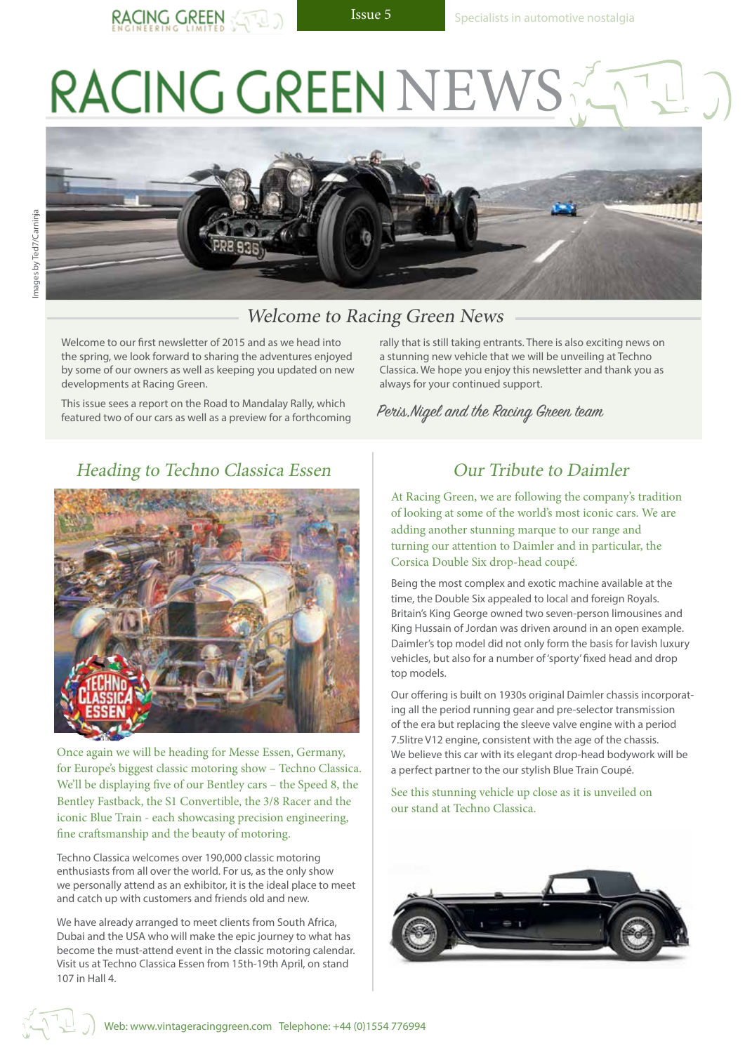# RACING GREEN NEWS

Issue 5

Specialists in automotive nostalgia

Images by Ted7/Carninja

## Welcome to Racing Green News

Welcome to our first newsletter of 2015 and as we head into the spring, we look forward to sharing the adventures enjoyed by some of our owners as well as keeping you updated on new developments at Racing Green.

This issue sees a report on the Road to Mandalay Rally, which featured two of our cars as well as a preview for a forthcoming rally that is still taking entrants. There is also exciting news on a stunning new vehicle that we will be unveiling at Techno Classica. We hope you enjoy this newsletter and thank you as always for your continued support.

*Peris, Nigel and the Racing Green team*

## Heading to Techno Classica Essen

Once again we will be heading for Messe Essen, Germany, for Europe's biggest classic motoring show – Techno Classica. We'll be displaying five of our Bentley cars – the Speed 8, the Bentley Fastback, the S1 Convertible, the 3/8 Racer and the iconic Blue Train - each showcasing precision engineering, fine craftsmanship and the beauty of motoring.

Techno Classica welcomes over 190,000 classic motoring enthusiasts from all over the world. For us, as the only show we personally attend as an exhibitor, it is the ideal place to meet and catch up with customers and friends old and new.

We have already arranged to meet clients from South Africa, Dubai and the USA who will make the epic journey to what has become the must-attend event in the classic motoring calendar. Visit us at Techno Classica Essen from 15th-19th April, on stand 107 in Hall 4.

## Our Tribute to Daimler

At Racing Green, we are following the company's tradition of looking at some of the world's most iconic cars. We are adding another stunning marque to our range and turning our attention to Daimler and in particular, the Corsica Double Six drop-head coupé.

Being the most complex and exotic machine available at the time, the Double Six appealed to local and foreign Royals. Britain's King George owned two seven-person limousines and King Hussain of Jordan was driven around in an open example. Daimler's top model did not only form the basis for lavish luxury vehicles, but also for a number of 'sporty' fixed head and drop top models.

Our offering is built on 1930s original Daimler chassis incorporating all the period running gear and pre-selector transmission of the era but replacing the sleeve valve engine with a period 7.5litre V12 engine, consistent with the age of the chassis. We believe this car with its elegant drop-head bodywork will be a perfect partner to the our stylish Blue Train Coupé.

See this stunning vehicle up close as it is unveiled on our stand at Techno Classica.

Web: www.vintageracinggreen.com Telephone: +44 (0)1554 776994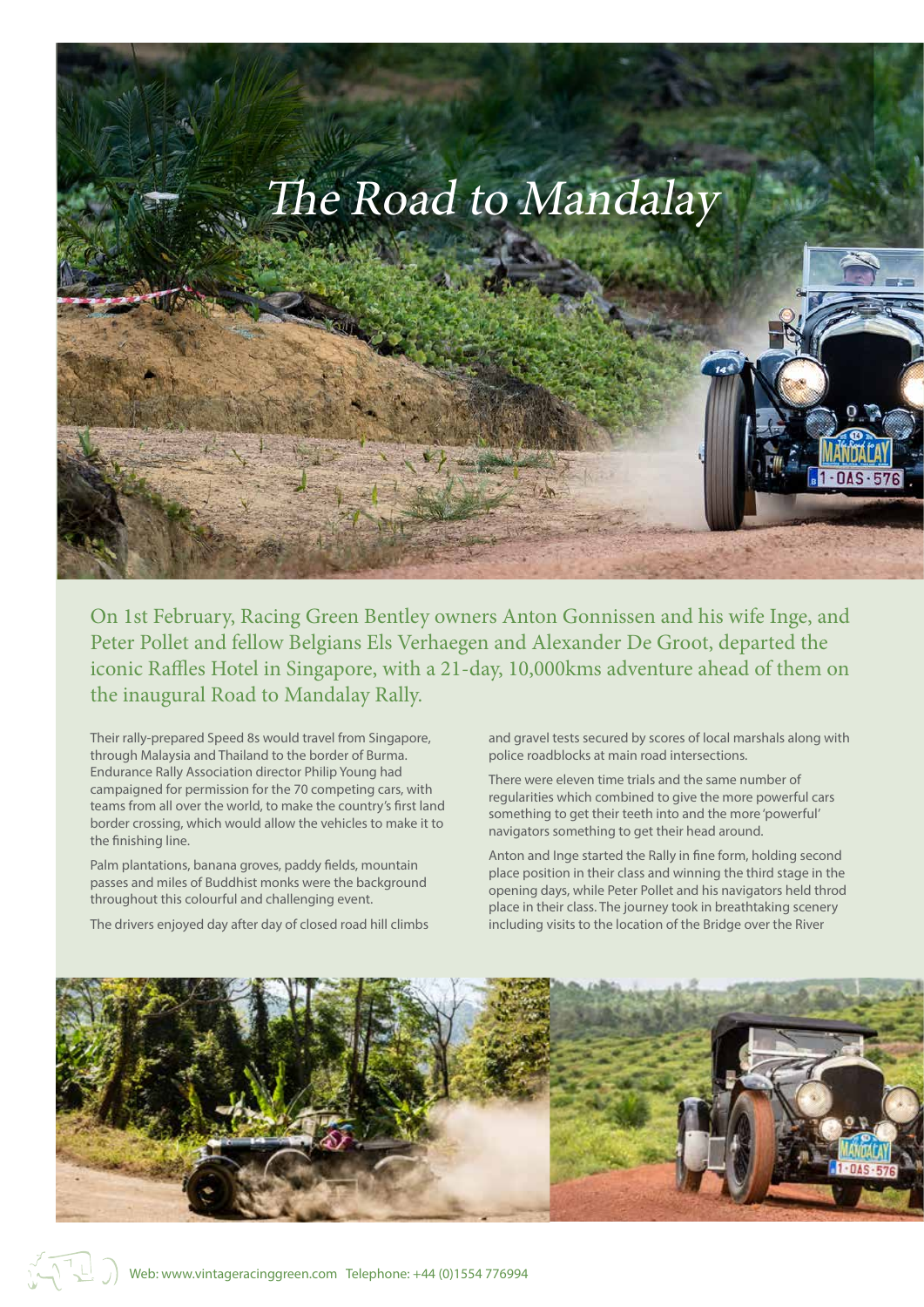# *The Road to Mandalay*

On 1st February, Racing Green Bentley owners Anton Gonnissen and his wife Inge, and Peter Pollet and fellow Belgians Els Verhaegen and Alexander De Groot, departed the iconic Raffles Hotel in Singapore, with a 21-day, 10,000kms adventure ahead of them on the inaugural Road to Mandalay Rally.

Their rally-prepared Speed 8s would travel from Singapore, through Malaysia and Thailand to the border of Burma. Endurance Rally Association director Philip Young had campaigned for permission for the 70 competing cars, with teams from all over the world, to make the country's first land border crossing, which would allow the vehicles to make it to the finishing line.

Palm plantations, banana groves, paddy fields, mountain passes and miles of Buddhist monks were the background throughout this colourful and challenging event.

The drivers enjoyed day after day of closed road hill climbs and gravel tests secured by scores of local marshals along with police roadblocks at main road intersections.

There were eleven time trials and the same number of regularities which combined to give the more powerful cars something to get their teeth into and the more 'powerful' navigators something to get their head around.

Anton and Inge started the Rally in fine form, holding second place position in their class and winning the third stage in the opening days, while Peter Pollet and his navigators held throd place in their class. The journey took in breathtaking scenery including visits to the location of the Bridge over the River

Web: www.vintageracinggreen.com Telephone: +44 (0)1554 776994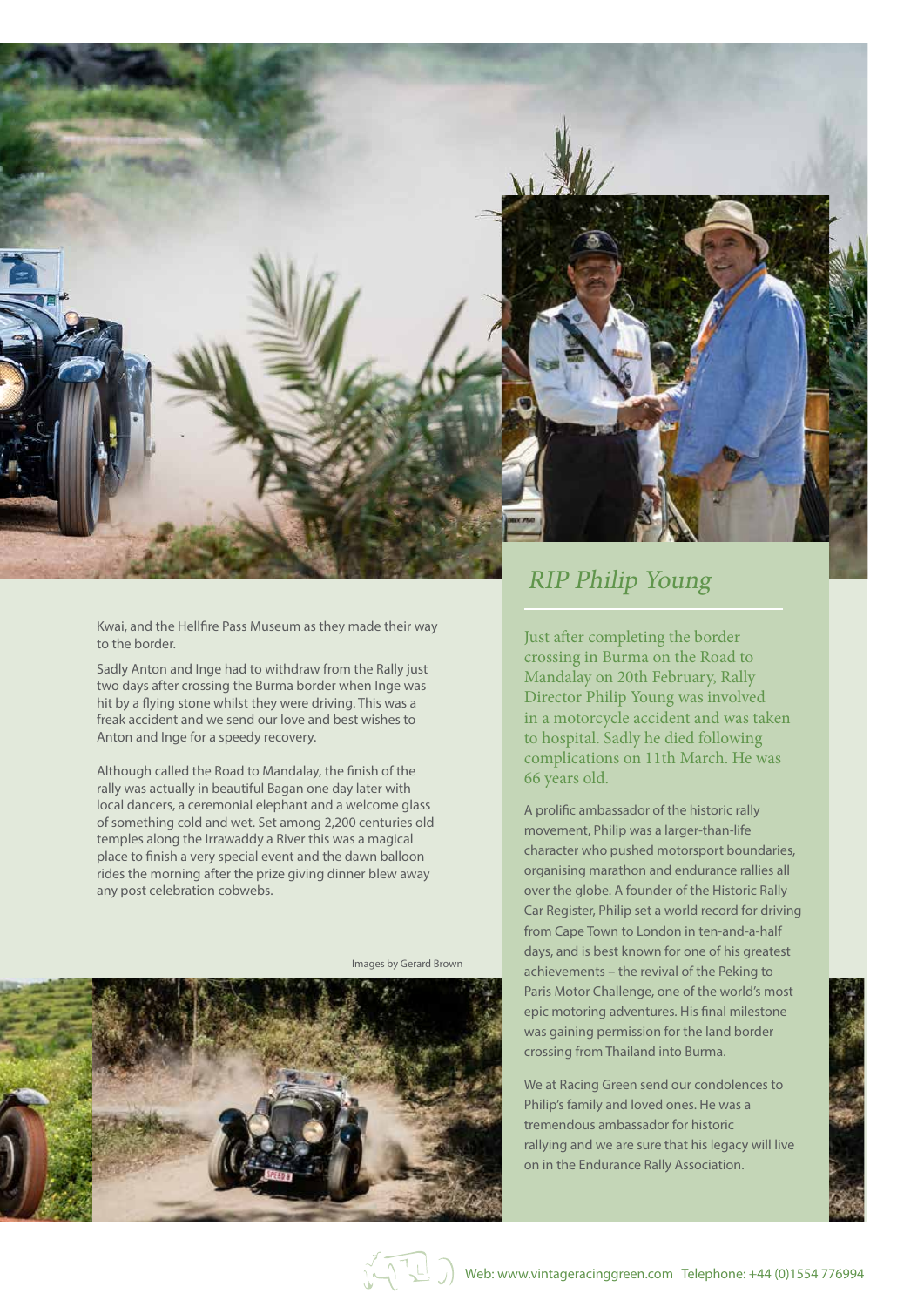Kwai, and the Hellfire Pass Museum as they made their way to the border.

Sadly Anton and Inge had to withdraw from the Rally just two days after crossing the Burma border when Inge was hit by a flying stone whilst they were driving. This was a freak accident and we send our love and best wishes to Anton and Inge for a speedy recovery.

Although called the Road to Mandalay, the finish of the rally was actually in beautiful Bagan one day later with local dancers, a ceremonial elephant and a welcome glass of something cold and wet. Set among 2,200 centuries old temples along the Irrawaddy a River this was a magical place to finish a very special event and the dawn balloon rides the morning after the prize giving dinner blew away any post celebration cobwebs.

Images by Gerard Brown

## *RIP Philip Young*

Just after completing the border crossing in Burma on the Road to Mandalay on 20th February, Rally Director Philip Young was involved in a motorcycle accident and was taken to hospital. Sadly he died following complications on 11th March. He was 66 years old.

A prolific ambassador of the historic rally movement, Philip was a larger-than-life character who pushed motorsport boundaries, organising marathon and endurance rallies all over the globe. A founder of the Historic Rally Car Register, Philip set a world record for driving from Cape Town to London in ten-and-a-half days, and is best known for one of his greatest achievements – the revival of the Peking to Paris Motor Challenge, one of the world's most epic motoring adventures. His final milestone was gaining permission for the land border crossing from Thailand into Burma.

We at Racing Green send our condolences to Philip's family and loved ones. He was a tremendous ambassador for historic rallying and we are sure that his legacy will live on in the Endurance Rally Association.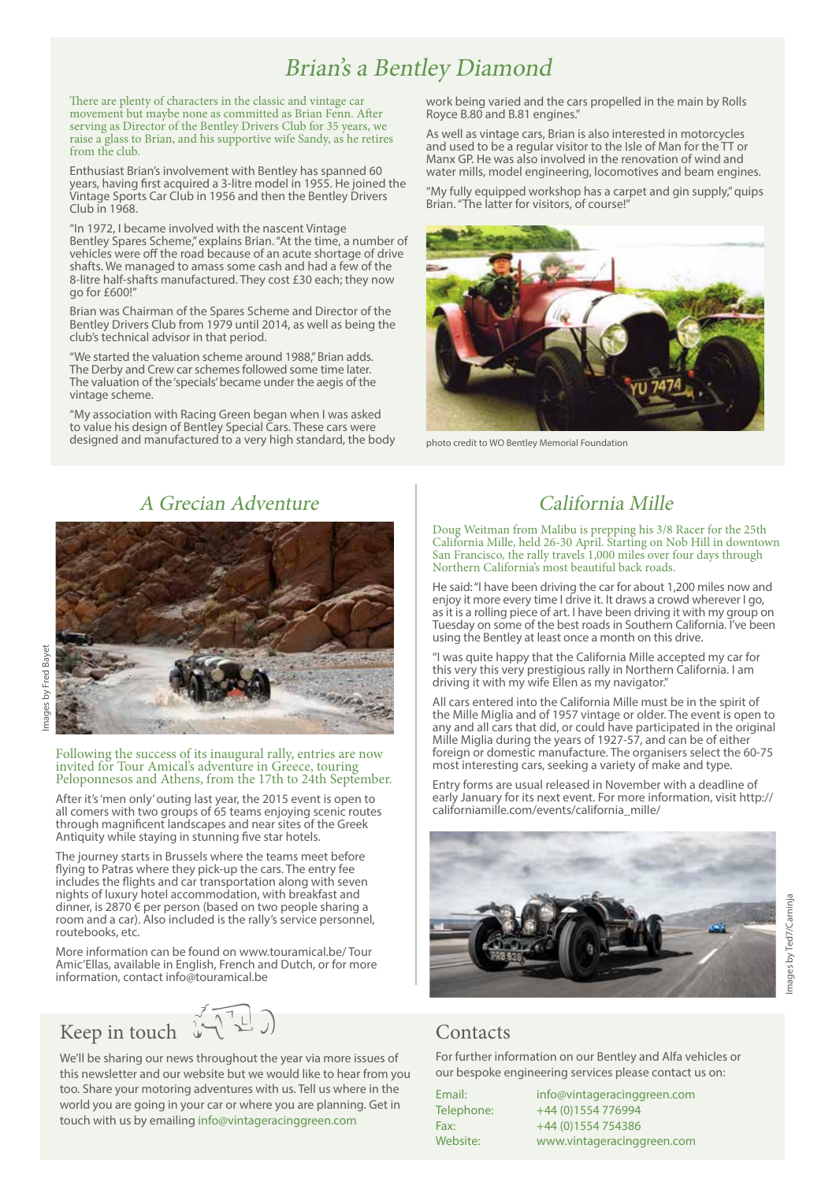# Brian's a Bentley Diamond

There are plenty of characters in the classic and vintage car movement but maybe none as committed as Brian Fenn. After serving as Director of the Bentley Drivers Club for 35 years, we raise a glass to Brian, and his supportive wife Sandy, as he retires from the club.

Enthusiast Brian's involvement with Bentley has spanned 60 years, having first acquired a 3-litre model in 1955. He joined the Vintage Sports Car Club in 1956 and then the Bentley Drivers Club in 1968.

"In 1972, I became involved with the nascent Vintage Bentley Spares Scheme," explains Brian. "At the time, a number of vehicles were off the road because of an acute shortage of drive shafts. We managed to amass some cash and had a few of the 8-litre half-shafts manufactured. They cost £30 each; they now go for £600!"

Brian was Chairman of the Spares Scheme and Director of the Bentley Drivers Club from 1979 until 2014, as well as being the club's technical advisor in that period.

"We started the valuation scheme around 1988," Brian adds. The Derby and Crew car schemes followed some time later. The valuation of the 'specials' became under the aegis of the vintage scheme.

"My association with Racing Green began when I was asked to value his design of Bentley Special Cars. These cars were designed and manufactured to a very high standard, the body work being varied and the cars propelled in the main by Rolls Royce B.80 and B.81 engines."

As well as vintage cars, Brian is also interested in motorcycles and used to be a regular visitor to the Isle of Man for the TT or Manx GP. He was also involved in the renovation of wind and water mills, model engineering, locomotives and beam engines.

"My fully equipped workshop has a carpet and gin supply," quips Brian. "The latter for visitors, of course!"

photo credit to WO Bentley Memorial Foundation

## A Grecian Adventure

Images by Fred Bayet

Following the success of its inaugural rally, entries are now invited for Tour Amical's adventure in Greece, touring Peloponnesos and Athens, from the 17th to 24th September.

After it's 'men only' outing last year, the 2015 event is open to all comers with two groups of 65 teams enjoying scenic routes through magnificent landscapes and near sites of the Greek Antiquity while staying in stunning five star hotels.

The journey starts in Brussels where the teams meet before flying to Patras where they pick-up the cars. The entry fee includes the flights and car transportation along with seven nights of luxury hotel accommodation, with breakfast and dinner, is 2870 € per person (based on two people sharing a room and a car). Also included is the rally's service personnel, routebooks, etc.

More information can be found on www.touramical.be/ Tour Amic'Ellas, available in English, French and Dutch, or for more information, contact info@touramical.be

## California Mille

Doug Weitman from Malibu is prepping his 3/8 Racer for the 25th California Mille, held 26-30 April. Starting on Nob Hill in downtown San Francisco, the rally travels 1,000 miles over four days through Northern California's most beautiful back roads.

He said: "I have been driving the car for about 1,200 miles now and enjoy it more every time I drive it. It draws a crowd wherever I go, as it is a rolling piece of art. I have been driving it with my group on Tuesday on some of the best roads in Southern California. I've been using the Bentley at least once a month on this drive.

"I was quite happy that the California Mille accepted my car for this very this very prestigious rally in Northern California. I am driving it with my wife Ellen as my navigator."

All cars entered into the California Mille must be in the spirit of the Mille Miglia and of 1957 vintage or older. The event is open to any and all cars that did, or could have participated in the original Mille Miglia during the years of 1927-57, and can be of either foreign or domestic manufacture. The organisers select the 60-75 most interesting cars, seeking a variety of make and type.

Entry forms are usual released in November with a deadline of early January for its next event. For more information, visit http://californiamille.com/events/california_mille/

Images by Ted7/Caminja

## Keep in touch

We'll be sharing our news throughout the year via more issues of this newsletter and our website but we would like to hear from you too. Share your motoring adventures with us. Tell us where in the world you are going in your car or where you are planning. Get in touch with us by emailing info@vintageracinggreen.com

## Contacts

For further information on our Bentley and Alfa vehicles or our bespoke engineering services please contact us on:

| | |
|---|---|
| Email: | info@vintageracinggreen.com |
| Telephone: | +44 (0)1554 776994 |
| Fax: | +44 (0)1554 754386 |
| Website: | www.vintageracinggreen.com |